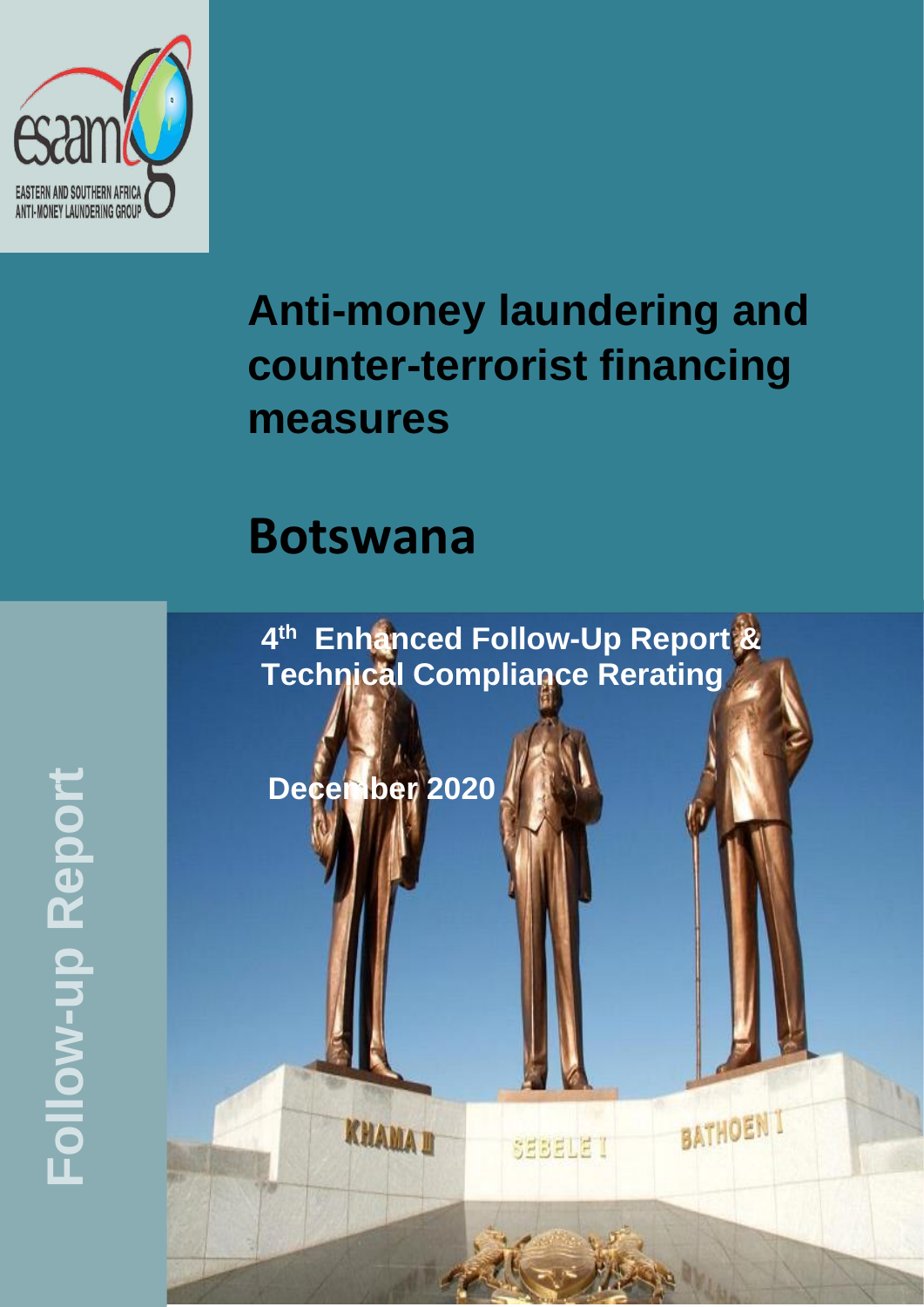EASTERN AND SOUTHERN AFRICA ANTI-MONEY LAUNDERING GROUP

# Anti-money laundering and counter-terrorist financing measures

# Botswana

## 4th Enhanced Follow-Up Report & Technical Compliance Rerating

**December 2020**

Follow-up Report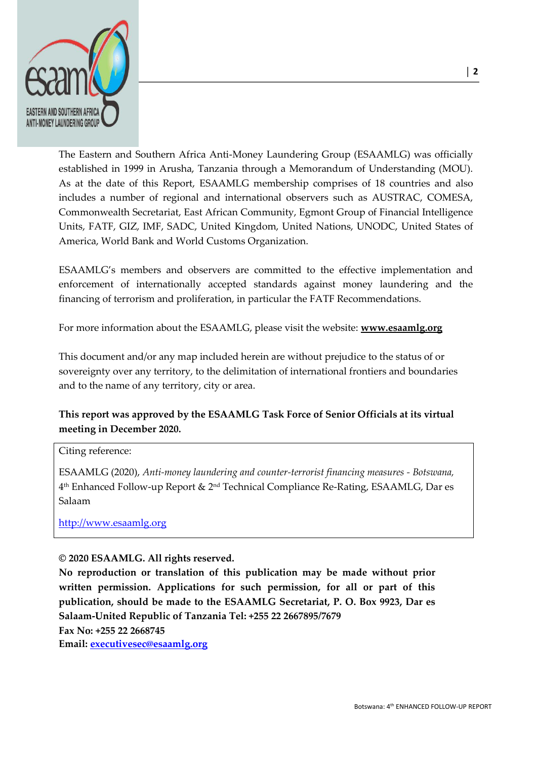The Eastern and Southern Africa Anti-Money Laundering Group (ESAAMLG) was officially established in 1999 in Arusha, Tanzania through a Memorandum of Understanding (MOU). As at the date of this Report, ESAAMLG membership comprises of 18 countries and also includes a number of regional and international observers such as AUSTRAC, COMESA, Commonwealth Secretariat, East African Community, Egmont Group of Financial Intelligence Units, FATF, GIZ, IMF, SADC, United Kingdom, United Nations, UNODC, United States of America, World Bank and World Customs Organization.

ESAAMLG's members and observers are committed to the effective implementation and enforcement of internationally accepted standards against money laundering and the financing of terrorism and proliferation, in particular the FATF Recommendations.

For more information about the ESAAMLG, please visit the website: **www.esaamlg.org**

This document and/or any map included herein are without prejudice to the status of or sovereignty over any territory, to the delimitation of international frontiers and boundaries and to the name of any territory, city or area.

**This report was approved by the ESAAMLG Task Force of Senior Officials at its virtual meeting in December 2020.**

Citing reference:

ESAAMLG (2020), *Anti-money laundering and counter-terrorist financing measures - Botswana,* 4th Enhanced Follow-up Report & 2nd Technical Compliance Re-Rating, ESAAMLG, Dar es Salaam

http://www.esaamlg.org

**© 2020 ESAAMLG. All rights reserved.**
**No reproduction or translation of this publication may be made without prior written permission. Applications for such permission, for all or part of this publication, should be made to the ESAAMLG Secretariat, P. O. Box 9923, Dar es Salaam-United Republic of Tanzania Tel: +255 22 2667895/7679**
**Fax No: +255 22 2668745**
**Email: executivesec@esaamlg.org**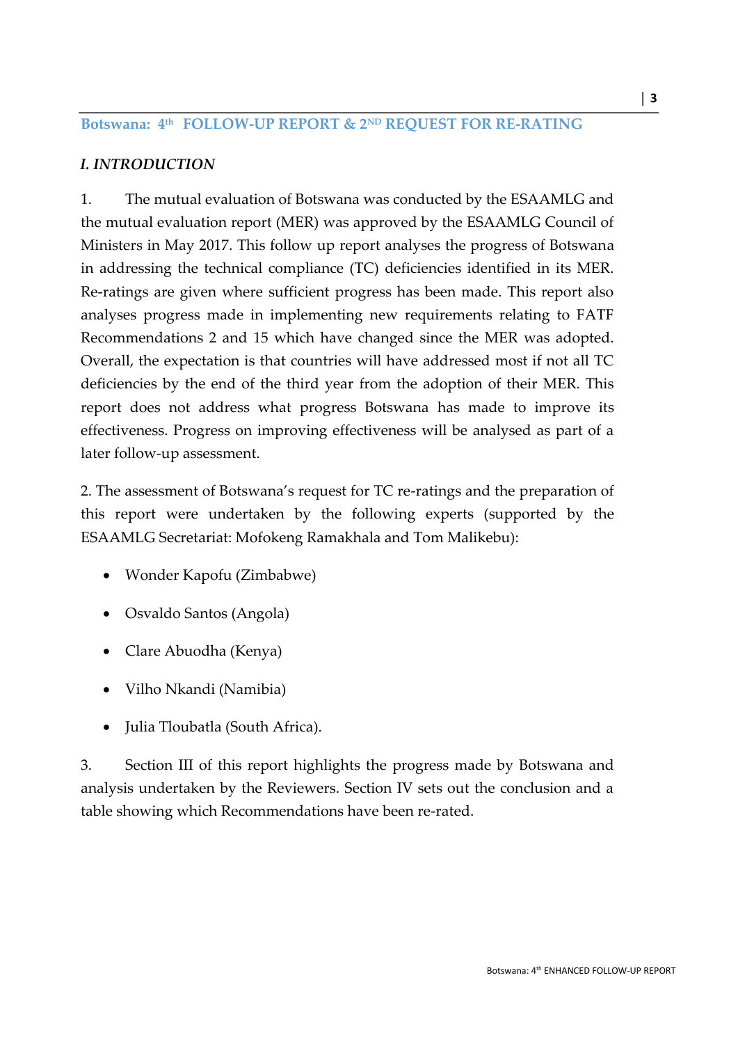## Botswana: 4th FOLLOW-UP REPORT & 2ND REQUEST FOR RE-RATING

### *I. INTRODUCTION*

1. The mutual evaluation of Botswana was conducted by the ESAAMLG and the mutual evaluation report (MER) was approved by the ESAAMLG Council of Ministers in May 2017. This follow up report analyses the progress of Botswana in addressing the technical compliance (TC) deficiencies identified in its MER. Re-ratings are given where sufficient progress has been made. This report also analyses progress made in implementing new requirements relating to FATF Recommendations 2 and 15 which have changed since the MER was adopted. Overall, the expectation is that countries will have addressed most if not all TC deficiencies by the end of the third year from the adoption of their MER. This report does not address what progress Botswana has made to improve its effectiveness. Progress on improving effectiveness will be analysed as part of a later follow-up assessment.

2. The assessment of Botswana's request for TC re-ratings and the preparation of this report were undertaken by the following experts (supported by the ESAAMLG Secretariat: Mofokeng Ramakhala and Tom Malikebu):

- Wonder Kapofu (Zimbabwe)
- Osvaldo Santos (Angola)
- Clare Abuodha (Kenya)
- Vilho Nkandi (Namibia)
- Julia Tloubatla (South Africa).

3. Section III of this report highlights the progress made by Botswana and analysis undertaken by the Reviewers. Section IV sets out the conclusion and a table showing which Recommendations have been re-rated.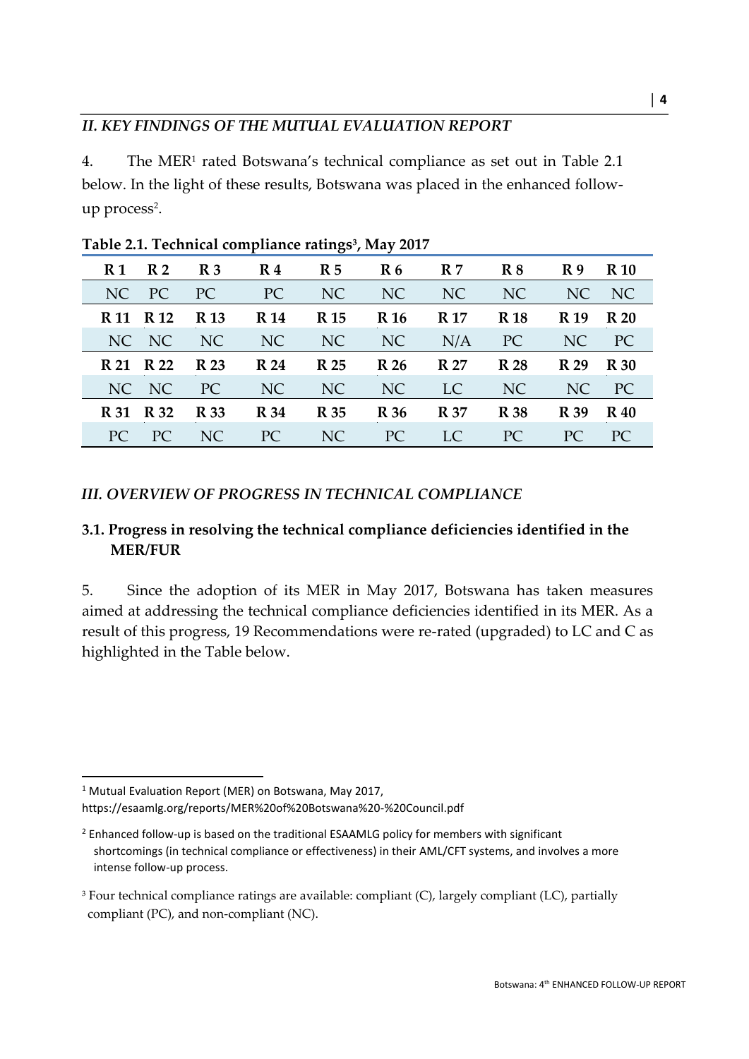## *II. KEY FINDINGS OF THE MUTUAL EVALUATION REPORT*

4. The MER[1] rated Botswana's technical compliance as set out in Table 2.1 below. In the light of these results, Botswana was placed in the enhanced follow-up process[2].

**Table 2.1. Technical compliance ratings[3], May 2017**

| R 1 | R 2 | R 3 | R 4 | R 5 | R 6 | R 7 | R 8 | R 9 | R 10 |
|---|---|---|---|---|---|---|---|---|---|
| NC | PC | PC | PC | NC | NC | NC | NC | NC | NC |
| **R 11** | **R 12** | **R 13** | **R 14** | **R 15** | **R 16** | **R 17** | **R 18** | **R 19** | **R 20** |
| NC | NC | NC | NC | NC | NC | N/A | PC | NC | PC |
| **R 21** | **R 22** | **R 23** | **R 24** | **R 25** | **R 26** | **R 27** | **R 28** | **R 29** | **R 30** |
| NC | NC | PC | NC | NC | NC | LC | NC | NC | PC |
| **R 31** | **R 32** | **R 33** | **R 34** | **R 35** | **R 36** | **R 37** | **R 38** | **R 39** | **R 40** |
| PC | PC | NC | PC | NC | PC | LC | PC | PC | PC |

## *III. OVERVIEW OF PROGRESS IN TECHNICAL COMPLIANCE*

### 3.1. Progress in resolving the technical compliance deficiencies identified in the MER/FUR

5. Since the adoption of its MER in May 2017, Botswana has taken measures aimed at addressing the technical compliance deficiencies identified in its MER. As a result of this progress, 19 Recommendations were re-rated (upgraded) to LC and C as highlighted in the Table below.

---

[1] Mutual Evaluation Report (MER) on Botswana, May 2017, https://esaamlg.org/reports/MER%20of%20Botswana%20-%20Council.pdf

[2] Enhanced follow-up is based on the traditional ESAAMLG policy for members with significant shortcomings (in technical compliance or effectiveness) in their AML/CFT systems, and involves a more intense follow-up process.

[3] Four technical compliance ratings are available: compliant (C), largely compliant (LC), partially compliant (PC), and non-compliant (NC).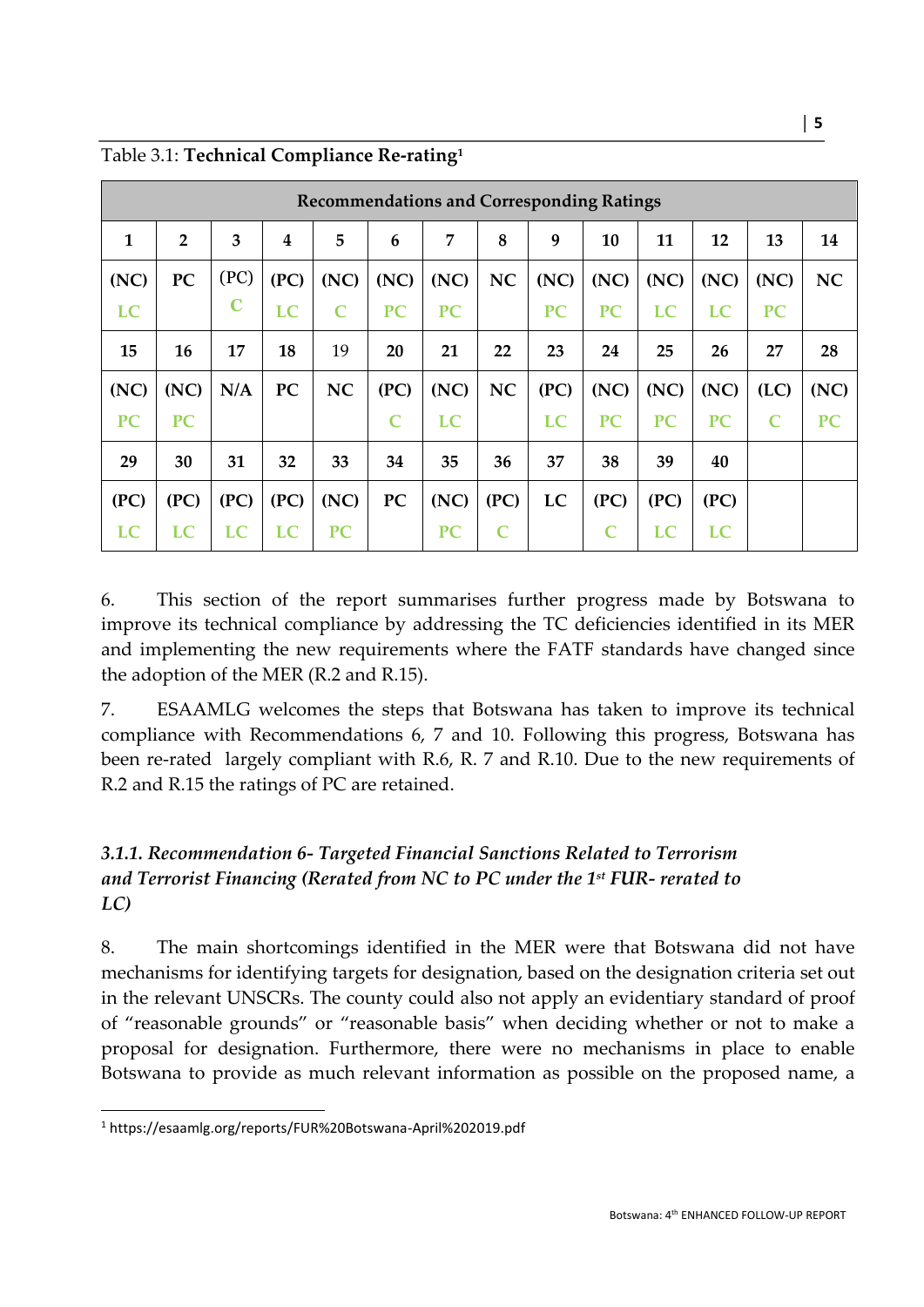Table 3.1: **Technical Compliance Re-rating**[1]

| Recommendations and Corresponding Ratings | | | | | | | | | | | | | |
|---|---|---|---|---|---|---|---|---|---|---|---|---|---|
| **1** | **2** | **3** | **4** | **5** | **6** | **7** | **8** | **9** | **10** | **11** | **12** | **13** | **14** |
| **(NC)** **LC** | **PC** | (PC) **C** | **(PC)** **LC** | **(NC)** **C** | **(NC)** **PC** | **(NC)** **PC** | **NC** | **(NC)** **PC** | **(NC)** **PC** | **(NC)** **LC** | **(NC)** **LC** | **(NC)** **PC** | **NC** |
| **15** | **16** | **17** | **18** | 19 | **20** | **21** | **22** | **23** | **24** | **25** | **26** | **27** | **28** |
| **(NC)** **PC** | **(NC)** **PC** | **N/A** | **PC** | **NC** | **(PC)** **C** | **(NC)** **LC** | **NC** | **(PC)** **LC** | **(NC)** **PC** | **(NC)** **PC** | **(NC)** **PC** | **(LC)** **C** | **(NC)** **PC** |
| **29** | **30** | **31** | **32** | **33** | **34** | **35** | **36** | **37** | **38** | **39** | **40** | | |
| **(PC)** **LC** | **(PC)** **LC** | **(PC)** **LC** | **(PC)** **LC** | **(NC)** **PC** | **PC** | **(NC)** **PC** | **(PC)** **C** | **LC** | **(PC)** **C** | **(PC)** **LC** | **(PC)** **LC** | | |

6. This section of the report summarises further progress made by Botswana to improve its technical compliance by addressing the TC deficiencies identified in its MER and implementing the new requirements where the FATF standards have changed since the adoption of the MER (R.2 and R.15).

7. ESAAMLG welcomes the steps that Botswana has taken to improve its technical compliance with Recommendations 6, 7 and 10. Following this progress, Botswana has been re-rated largely compliant with R.6, R. 7 and R.10. Due to the new requirements of R.2 and R.15 the ratings of PC are retained.

### *3.1.1. Recommendation 6- Targeted Financial Sanctions Related to Terrorism and Terrorist Financing (Rerated from NC to PC under the 1st FUR- rerated to LC)*

8. The main shortcomings identified in the MER were that Botswana did not have mechanisms for identifying targets for designation, based on the designation criteria set out in the relevant UNSCRs. The county could also not apply an evidentiary standard of proof of "reasonable grounds" or "reasonable basis" when deciding whether or not to make a proposal for designation. Furthermore, there were no mechanisms in place to enable Botswana to provide as much relevant information as possible on the proposed name, a

[1] https://esaamlg.org/reports/FUR%20Botswana-April%202019.pdf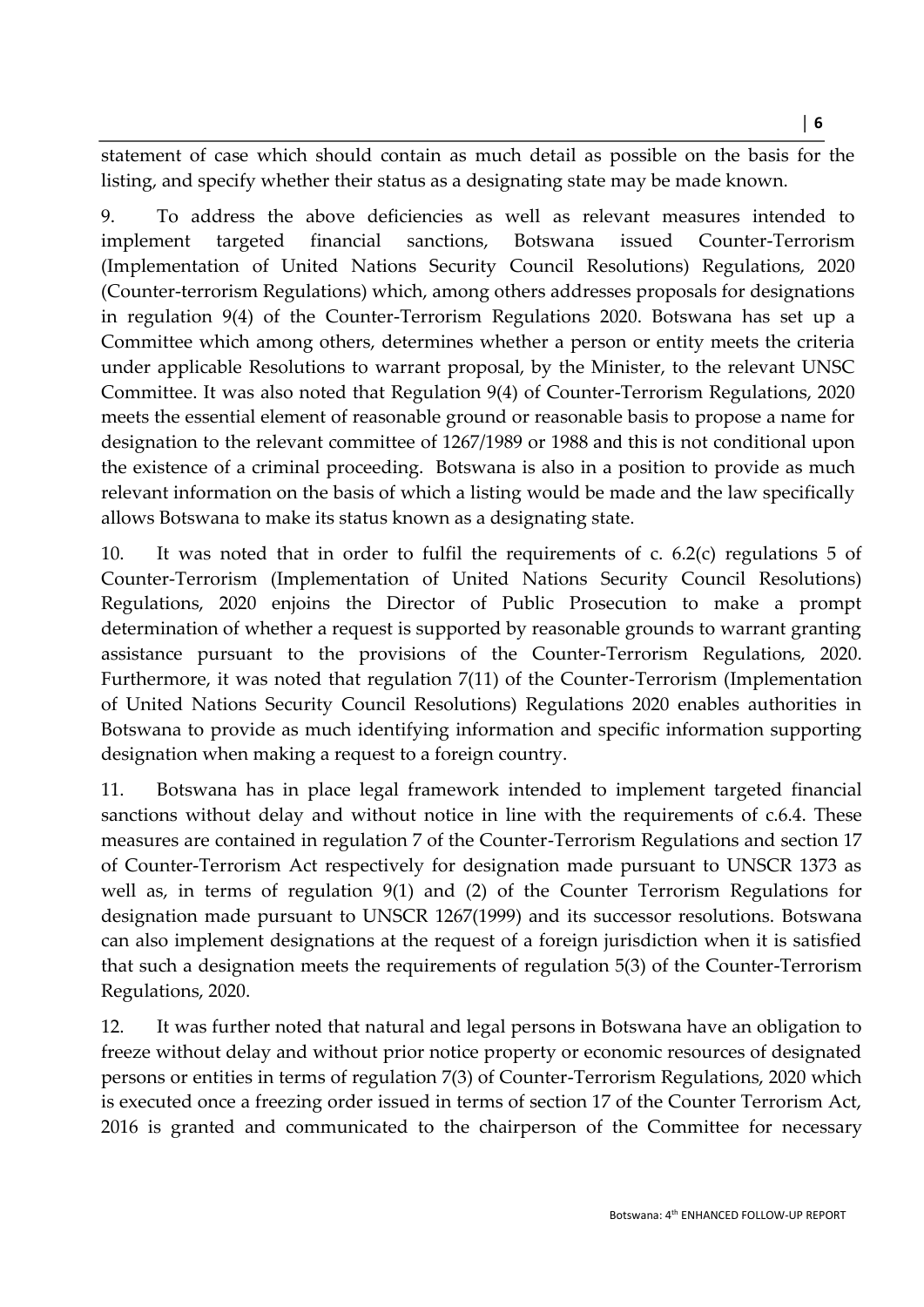statement of case which should contain as much detail as possible on the basis for the listing, and specify whether their status as a designating state may be made known.

9. To address the above deficiencies as well as relevant measures intended to implement targeted financial sanctions, Botswana issued Counter-Terrorism (Implementation of United Nations Security Council Resolutions) Regulations, 2020 (Counter-terrorism Regulations) which, among others addresses proposals for designations in regulation 9(4) of the Counter-Terrorism Regulations 2020. Botswana has set up a Committee which among others, determines whether a person or entity meets the criteria under applicable Resolutions to warrant proposal, by the Minister, to the relevant UNSC Committee. It was also noted that Regulation 9(4) of Counter-Terrorism Regulations, 2020 meets the essential element of reasonable ground or reasonable basis to propose a name for designation to the relevant committee of 1267/1989 or 1988 and this is not conditional upon the existence of a criminal proceeding. Botswana is also in a position to provide as much relevant information on the basis of which a listing would be made and the law specifically allows Botswana to make its status known as a designating state.

10. It was noted that in order to fulfil the requirements of c. 6.2(c) regulations 5 of Counter-Terrorism (Implementation of United Nations Security Council Resolutions) Regulations, 2020 enjoins the Director of Public Prosecution to make a prompt determination of whether a request is supported by reasonable grounds to warrant granting assistance pursuant to the provisions of the Counter-Terrorism Regulations, 2020. Furthermore, it was noted that regulation 7(11) of the Counter-Terrorism (Implementation of United Nations Security Council Resolutions) Regulations 2020 enables authorities in Botswana to provide as much identifying information and specific information supporting designation when making a request to a foreign country.

11. Botswana has in place legal framework intended to implement targeted financial sanctions without delay and without notice in line with the requirements of c.6.4. These measures are contained in regulation 7 of the Counter-Terrorism Regulations and section 17 of Counter-Terrorism Act respectively for designation made pursuant to UNSCR 1373 as well as, in terms of regulation 9(1) and (2) of the Counter Terrorism Regulations for designation made pursuant to UNSCR 1267(1999) and its successor resolutions. Botswana can also implement designations at the request of a foreign jurisdiction when it is satisfied that such a designation meets the requirements of regulation 5(3) of the Counter-Terrorism Regulations, 2020.

12. It was further noted that natural and legal persons in Botswana have an obligation to freeze without delay and without prior notice property or economic resources of designated persons or entities in terms of regulation 7(3) of Counter-Terrorism Regulations, 2020 which is executed once a freezing order issued in terms of section 17 of the Counter Terrorism Act, 2016 is granted and communicated to the chairperson of the Committee for necessary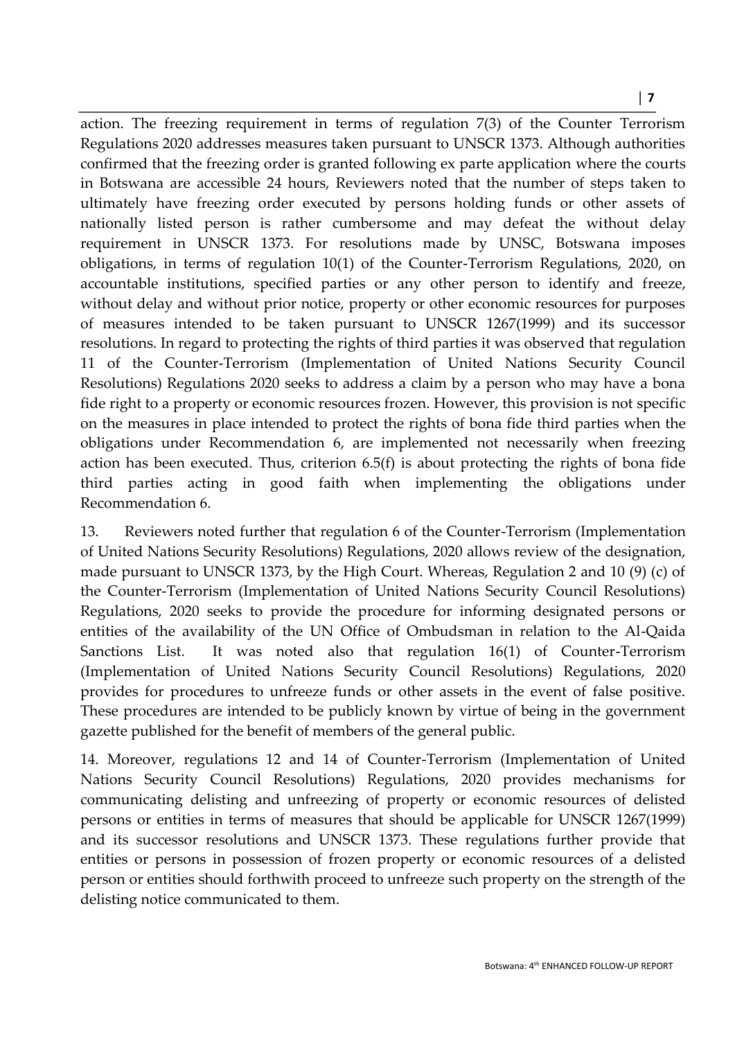action. The freezing requirement in terms of regulation 7(3) of the Counter Terrorism Regulations 2020 addresses measures taken pursuant to UNSCR 1373. Although authorities confirmed that the freezing order is granted following ex parte application where the courts in Botswana are accessible 24 hours, Reviewers noted that the number of steps taken to ultimately have freezing order executed by persons holding funds or other assets of nationally listed person is rather cumbersome and may defeat the without delay requirement in UNSCR 1373. For resolutions made by UNSC, Botswana imposes obligations, in terms of regulation 10(1) of the Counter-Terrorism Regulations, 2020, on accountable institutions, specified parties or any other person to identify and freeze, without delay and without prior notice, property or other economic resources for purposes of measures intended to be taken pursuant to UNSCR 1267(1999) and its successor resolutions. In regard to protecting the rights of third parties it was observed that regulation 11 of the Counter-Terrorism (Implementation of United Nations Security Council Resolutions) Regulations 2020 seeks to address a claim by a person who may have a bona fide right to a property or economic resources frozen. However, this provision is not specific on the measures in place intended to protect the rights of bona fide third parties when the obligations under Recommendation 6, are implemented not necessarily when freezing action has been executed. Thus, criterion 6.5(f) is about protecting the rights of bona fide third parties acting in good faith when implementing the obligations under Recommendation 6.

13. Reviewers noted further that regulation 6 of the Counter-Terrorism (Implementation of United Nations Security Resolutions) Regulations, 2020 allows review of the designation, made pursuant to UNSCR 1373, by the High Court. Whereas, Regulation 2 and 10 (9) (c) of the Counter-Terrorism (Implementation of United Nations Security Council Resolutions) Regulations, 2020 seeks to provide the procedure for informing designated persons or entities of the availability of the UN Office of Ombudsman in relation to the Al-Qaida Sanctions List. It was noted also that regulation 16(1) of Counter-Terrorism (Implementation of United Nations Security Council Resolutions) Regulations, 2020 provides for procedures to unfreeze funds or other assets in the event of false positive. These procedures are intended to be publicly known by virtue of being in the government gazette published for the benefit of members of the general public.

14. Moreover, regulations 12 and 14 of Counter-Terrorism (Implementation of United Nations Security Council Resolutions) Regulations, 2020 provides mechanisms for communicating delisting and unfreezing of property or economic resources of delisted persons or entities in terms of measures that should be applicable for UNSCR 1267(1999) and its successor resolutions and UNSCR 1373. These regulations further provide that entities or persons in possession of frozen property or economic resources of a delisted person or entities should forthwith proceed to unfreeze such property on the strength of the delisting notice communicated to them.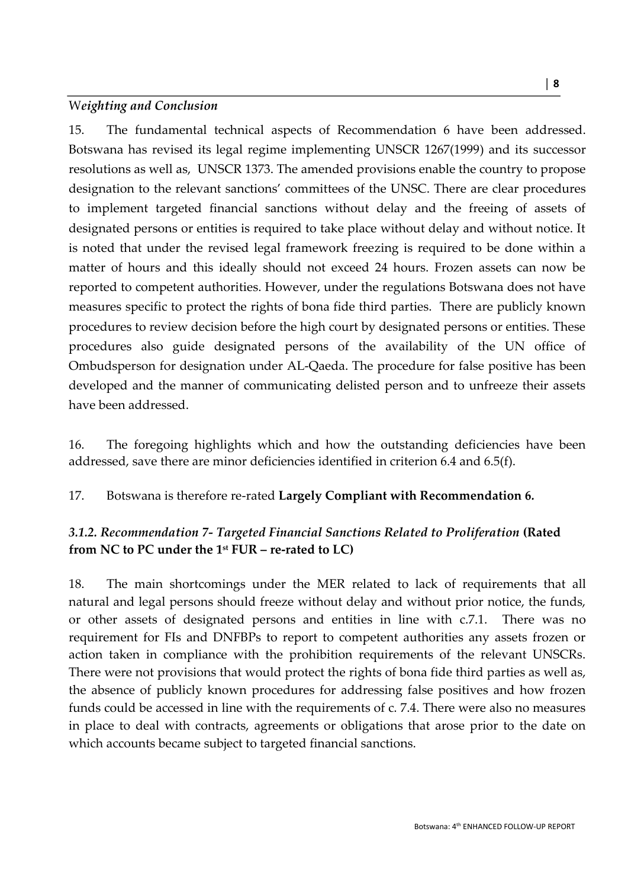*Weighting and Conclusion*

15. The fundamental technical aspects of Recommendation 6 have been addressed. Botswana has revised its legal regime implementing UNSCR 1267(1999) and its successor resolutions as well as, UNSCR 1373. The amended provisions enable the country to propose designation to the relevant sanctions' committees of the UNSC. There are clear procedures to implement targeted financial sanctions without delay and the freeing of assets of designated persons or entities is required to take place without delay and without notice. It is noted that under the revised legal framework freezing is required to be done within a matter of hours and this ideally should not exceed 24 hours. Frozen assets can now be reported to competent authorities. However, under the regulations Botswana does not have measures specific to protect the rights of bona fide third parties. There are publicly known procedures to review decision before the high court by designated persons or entities. These procedures also guide designated persons of the availability of the UN office of Ombudsperson for designation under AL-Qaeda. The procedure for false positive has been developed and the manner of communicating delisted person and to unfreeze their assets have been addressed.

16. The foregoing highlights which and how the outstanding deficiencies have been addressed, save there are minor deficiencies identified in criterion 6.4 and 6.5(f).

17. Botswana is therefore re-rated **Largely Compliant with Recommendation 6.**

### *3.1.2. Recommendation 7- Targeted Financial Sanctions Related to Proliferation* **(Rated from NC to PC under the 1st FUR – re-rated to LC)**

18. The main shortcomings under the MER related to lack of requirements that all natural and legal persons should freeze without delay and without prior notice, the funds, or other assets of designated persons and entities in line with c.7.1. There was no requirement for FIs and DNFBPs to report to competent authorities any assets frozen or action taken in compliance with the prohibition requirements of the relevant UNSCRs. There were not provisions that would protect the rights of bona fide third parties as well as, the absence of publicly known procedures for addressing false positives and how frozen funds could be accessed in line with the requirements of c. 7.4. There were also no measures in place to deal with contracts, agreements or obligations that arose prior to the date on which accounts became subject to targeted financial sanctions.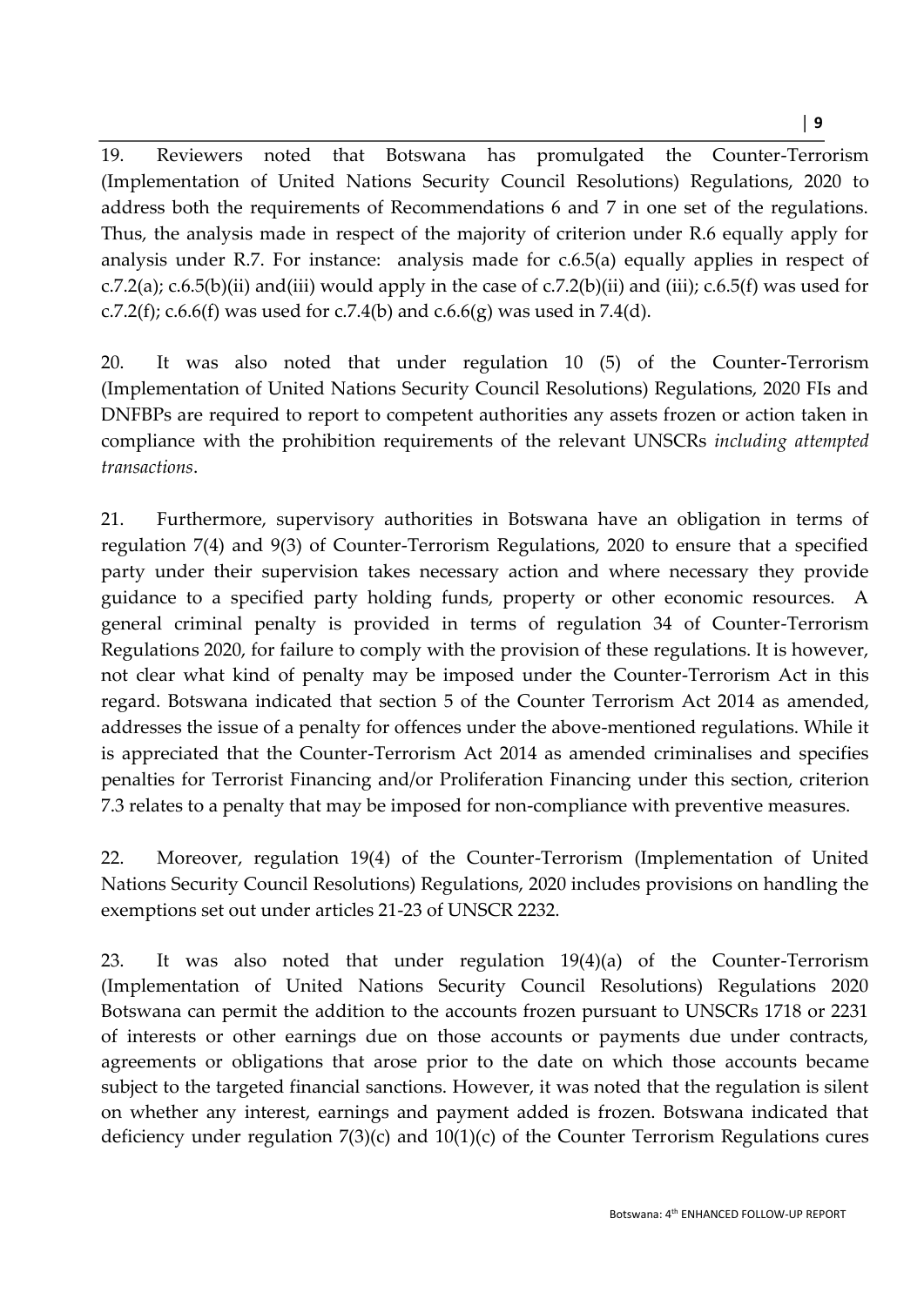19. Reviewers noted that Botswana has promulgated the Counter-Terrorism (Implementation of United Nations Security Council Resolutions) Regulations, 2020 to address both the requirements of Recommendations 6 and 7 in one set of the regulations. Thus, the analysis made in respect of the majority of criterion under R.6 equally apply for analysis under R.7. For instance: analysis made for c.6.5(a) equally applies in respect of c.7.2(a); c.6.5(b)(ii) and(iii) would apply in the case of c.7.2(b)(ii) and (iii); c.6.5(f) was used for c.7.2(f); c.6.6(f) was used for c.7.4(b) and c.6.6(g) was used in 7.4(d).

20. It was also noted that under regulation 10 (5) of the Counter-Terrorism (Implementation of United Nations Security Council Resolutions) Regulations, 2020 FIs and DNFBPs are required to report to competent authorities any assets frozen or action taken in compliance with the prohibition requirements of the relevant UNSCRs *including attempted transactions*.

21. Furthermore, supervisory authorities in Botswana have an obligation in terms of regulation 7(4) and 9(3) of Counter-Terrorism Regulations, 2020 to ensure that a specified party under their supervision takes necessary action and where necessary they provide guidance to a specified party holding funds, property or other economic resources. A general criminal penalty is provided in terms of regulation 34 of Counter-Terrorism Regulations 2020, for failure to comply with the provision of these regulations. It is however, not clear what kind of penalty may be imposed under the Counter-Terrorism Act in this regard. Botswana indicated that section 5 of the Counter Terrorism Act 2014 as amended, addresses the issue of a penalty for offences under the above-mentioned regulations. While it is appreciated that the Counter-Terrorism Act 2014 as amended criminalises and specifies penalties for Terrorist Financing and/or Proliferation Financing under this section, criterion 7.3 relates to a penalty that may be imposed for non-compliance with preventive measures.

22. Moreover, regulation 19(4) of the Counter-Terrorism (Implementation of United Nations Security Council Resolutions) Regulations, 2020 includes provisions on handling the exemptions set out under articles 21-23 of UNSCR 2232.

23. It was also noted that under regulation 19(4)(a) of the Counter-Terrorism (Implementation of United Nations Security Council Resolutions) Regulations 2020 Botswana can permit the addition to the accounts frozen pursuant to UNSCRs 1718 or 2231 of interests or other earnings due on those accounts or payments due under contracts, agreements or obligations that arose prior to the date on which those accounts became subject to the targeted financial sanctions. However, it was noted that the regulation is silent on whether any interest, earnings and payment added is frozen. Botswana indicated that deficiency under regulation 7(3)(c) and 10(1)(c) of the Counter Terrorism Regulations cures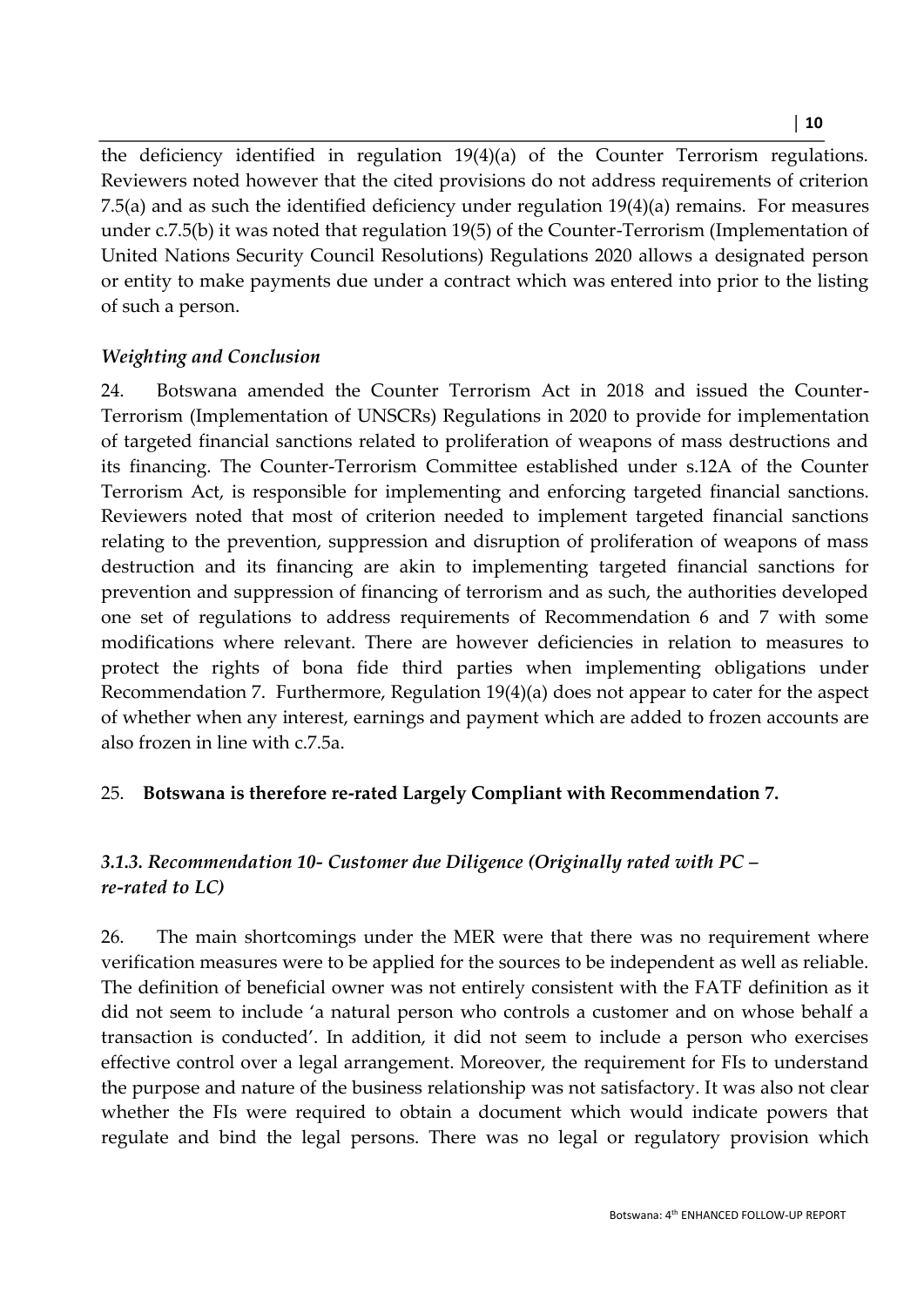the deficiency identified in regulation 19(4)(a) of the Counter Terrorism regulations. Reviewers noted however that the cited provisions do not address requirements of criterion 7.5(a) and as such the identified deficiency under regulation 19(4)(a) remains. For measures under c.7.5(b) it was noted that regulation 19(5) of the Counter-Terrorism (Implementation of United Nations Security Council Resolutions) Regulations 2020 allows a designated person or entity to make payments due under a contract which was entered into prior to the listing of such a person.

### *Weighting and Conclusion*

24. Botswana amended the Counter Terrorism Act in 2018 and issued the Counter-Terrorism (Implementation of UNSCRs) Regulations in 2020 to provide for implementation of targeted financial sanctions related to proliferation of weapons of mass destructions and its financing. The Counter-Terrorism Committee established under s.12A of the Counter Terrorism Act, is responsible for implementing and enforcing targeted financial sanctions. Reviewers noted that most of criterion needed to implement targeted financial sanctions relating to the prevention, suppression and disruption of proliferation of weapons of mass destruction and its financing are akin to implementing targeted financial sanctions for prevention and suppression of financing of terrorism and as such, the authorities developed one set of regulations to address requirements of Recommendation 6 and 7 with some modifications where relevant. There are however deficiencies in relation to measures to protect the rights of bona fide third parties when implementing obligations under Recommendation 7. Furthermore, Regulation 19(4)(a) does not appear to cater for the aspect of whether when any interest, earnings and payment which are added to frozen accounts are also frozen in line with c.7.5a.

25. **Botswana is therefore re-rated Largely Compliant with Recommendation 7.**

### *3.1.3. Recommendation 10- Customer due Diligence (Originally rated with PC – re-rated to LC)*

26. The main shortcomings under the MER were that there was no requirement where verification measures were to be applied for the sources to be independent as well as reliable. The definition of beneficial owner was not entirely consistent with the FATF definition as it did not seem to include 'a natural person who controls a customer and on whose behalf a transaction is conducted'. In addition, it did not seem to include a person who exercises effective control over a legal arrangement. Moreover, the requirement for FIs to understand the purpose and nature of the business relationship was not satisfactory. It was also not clear whether the FIs were required to obtain a document which would indicate powers that regulate and bind the legal persons. There was no legal or regulatory provision which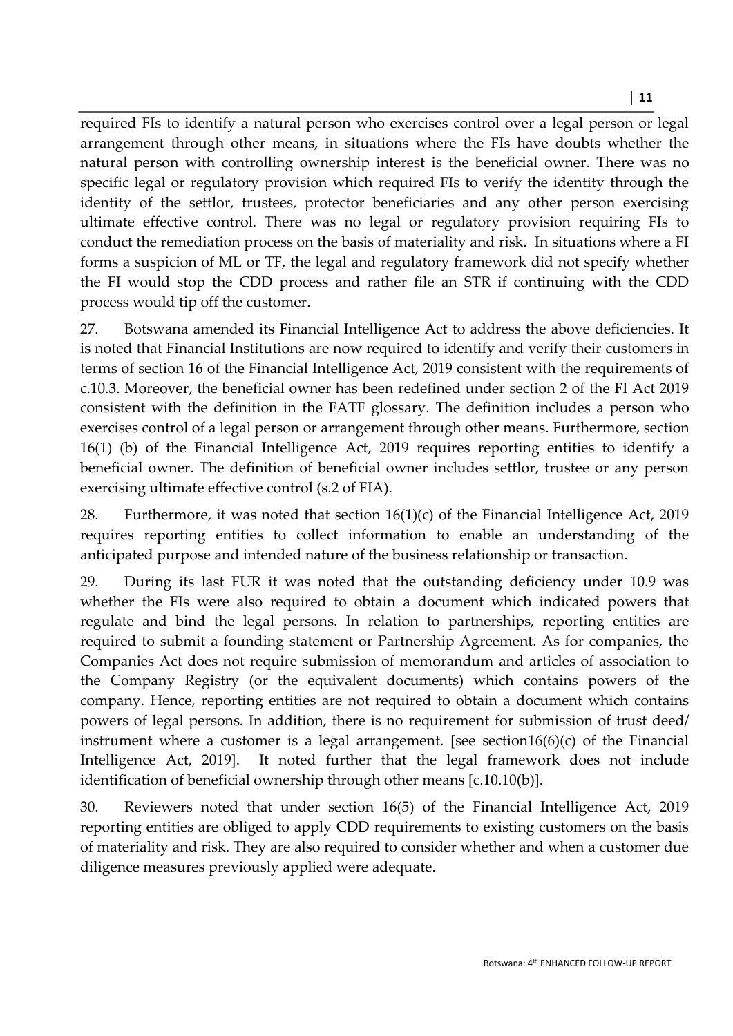required FIs to identify a natural person who exercises control over a legal person or legal arrangement through other means, in situations where the FIs have doubts whether the natural person with controlling ownership interest is the beneficial owner. There was no specific legal or regulatory provision which required FIs to verify the identity through the identity of the settlor, trustees, protector beneficiaries and any other person exercising ultimate effective control. There was no legal or regulatory provision requiring FIs to conduct the remediation process on the basis of materiality and risk. In situations where a FI forms a suspicion of ML or TF, the legal and regulatory framework did not specify whether the FI would stop the CDD process and rather file an STR if continuing with the CDD process would tip off the customer.

27. Botswana amended its Financial Intelligence Act to address the above deficiencies. It is noted that Financial Institutions are now required to identify and verify their customers in terms of section 16 of the Financial Intelligence Act, 2019 consistent with the requirements of c.10.3. Moreover, the beneficial owner has been redefined under section 2 of the FI Act 2019 consistent with the definition in the FATF glossary. The definition includes a person who exercises control of a legal person or arrangement through other means. Furthermore, section 16(1) (b) of the Financial Intelligence Act, 2019 requires reporting entities to identify a beneficial owner. The definition of beneficial owner includes settlor, trustee or any person exercising ultimate effective control (s.2 of FIA).

28. Furthermore, it was noted that section 16(1)(c) of the Financial Intelligence Act, 2019 requires reporting entities to collect information to enable an understanding of the anticipated purpose and intended nature of the business relationship or transaction.

29. During its last FUR it was noted that the outstanding deficiency under 10.9 was whether the FIs were also required to obtain a document which indicated powers that regulate and bind the legal persons. In relation to partnerships, reporting entities are required to submit a founding statement or Partnership Agreement. As for companies, the Companies Act does not require submission of memorandum and articles of association to the Company Registry (or the equivalent documents) which contains powers of the company. Hence, reporting entities are not required to obtain a document which contains powers of legal persons. In addition, there is no requirement for submission of trust deed/ instrument where a customer is a legal arrangement. [see section16(6)(c) of the Financial Intelligence Act, 2019]. It noted further that the legal framework does not include identification of beneficial ownership through other means [c.10.10(b)].

30. Reviewers noted that under section 16(5) of the Financial Intelligence Act, 2019 reporting entities are obliged to apply CDD requirements to existing customers on the basis of materiality and risk. They are also required to consider whether and when a customer due diligence measures previously applied were adequate.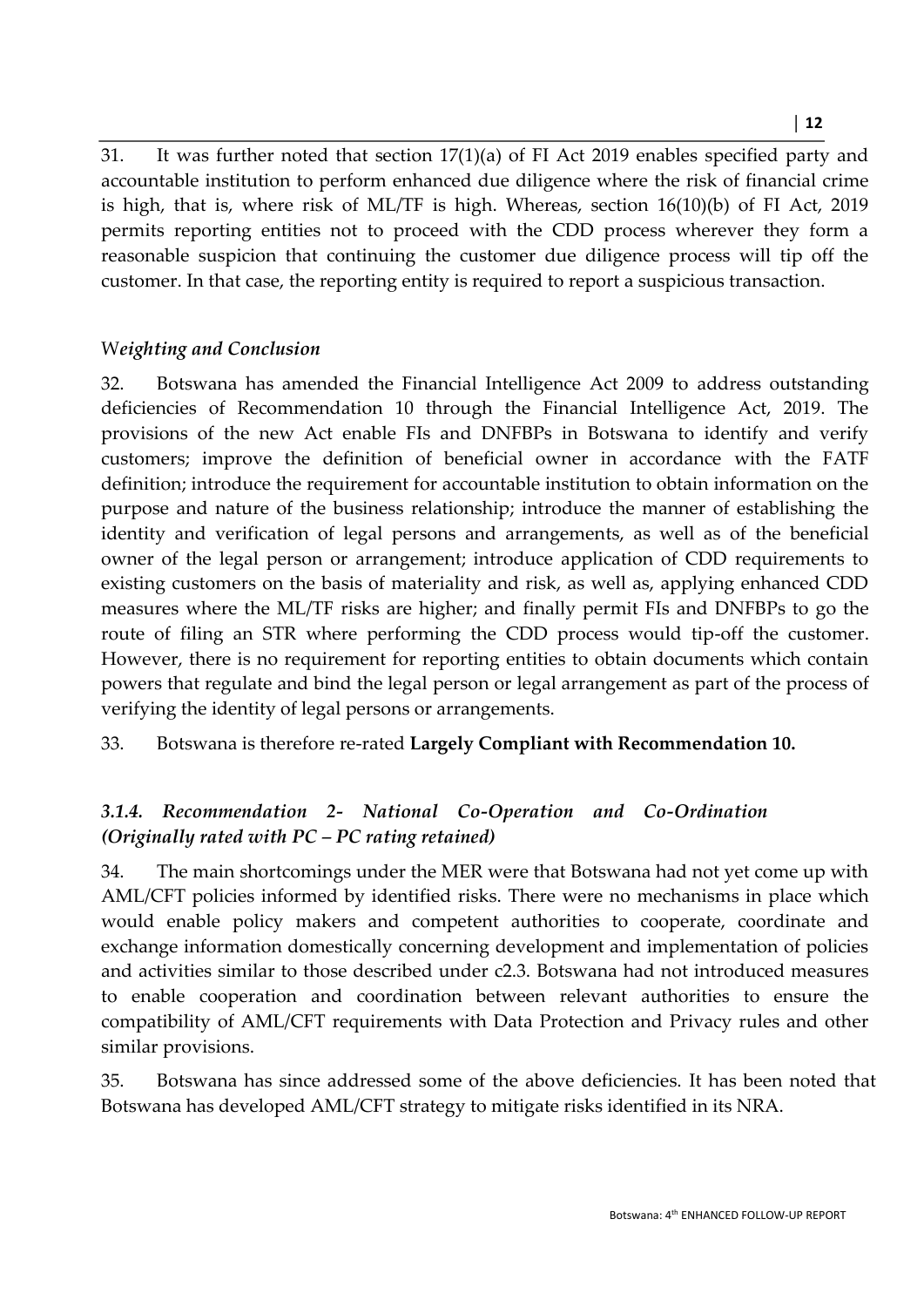31. It was further noted that section 17(1)(a) of FI Act 2019 enables specified party and accountable institution to perform enhanced due diligence where the risk of financial crime is high, that is, where risk of ML/TF is high. Whereas, section 16(10)(b) of FI Act, 2019 permits reporting entities not to proceed with the CDD process wherever they form a reasonable suspicion that continuing the customer due diligence process will tip off the customer. In that case, the reporting entity is required to report a suspicious transaction.

*Weighting and Conclusion*

32. Botswana has amended the Financial Intelligence Act 2009 to address outstanding deficiencies of Recommendation 10 through the Financial Intelligence Act, 2019. The provisions of the new Act enable FIs and DNFBPs in Botswana to identify and verify customers; improve the definition of beneficial owner in accordance with the FATF definition; introduce the requirement for accountable institution to obtain information on the purpose and nature of the business relationship; introduce the manner of establishing the identity and verification of legal persons and arrangements, as well as of the beneficial owner of the legal person or arrangement; introduce application of CDD requirements to existing customers on the basis of materiality and risk, as well as, applying enhanced CDD measures where the ML/TF risks are higher; and finally permit FIs and DNFBPs to go the route of filing an STR where performing the CDD process would tip-off the customer. However, there is no requirement for reporting entities to obtain documents which contain powers that regulate and bind the legal person or legal arrangement as part of the process of verifying the identity of legal persons or arrangements.

33. Botswana is therefore re-rated **Largely Compliant with Recommendation 10.**

### *3.1.4. Recommendation 2- National Co-Operation and Co-Ordination (Originally rated with PC – PC rating retained)*

34. The main shortcomings under the MER were that Botswana had not yet come up with AML/CFT policies informed by identified risks. There were no mechanisms in place which would enable policy makers and competent authorities to cooperate, coordinate and exchange information domestically concerning development and implementation of policies and activities similar to those described under c2.3. Botswana had not introduced measures to enable cooperation and coordination between relevant authorities to ensure the compatibility of AML/CFT requirements with Data Protection and Privacy rules and other similar provisions.

35. Botswana has since addressed some of the above deficiencies. It has been noted that Botswana has developed AML/CFT strategy to mitigate risks identified in its NRA.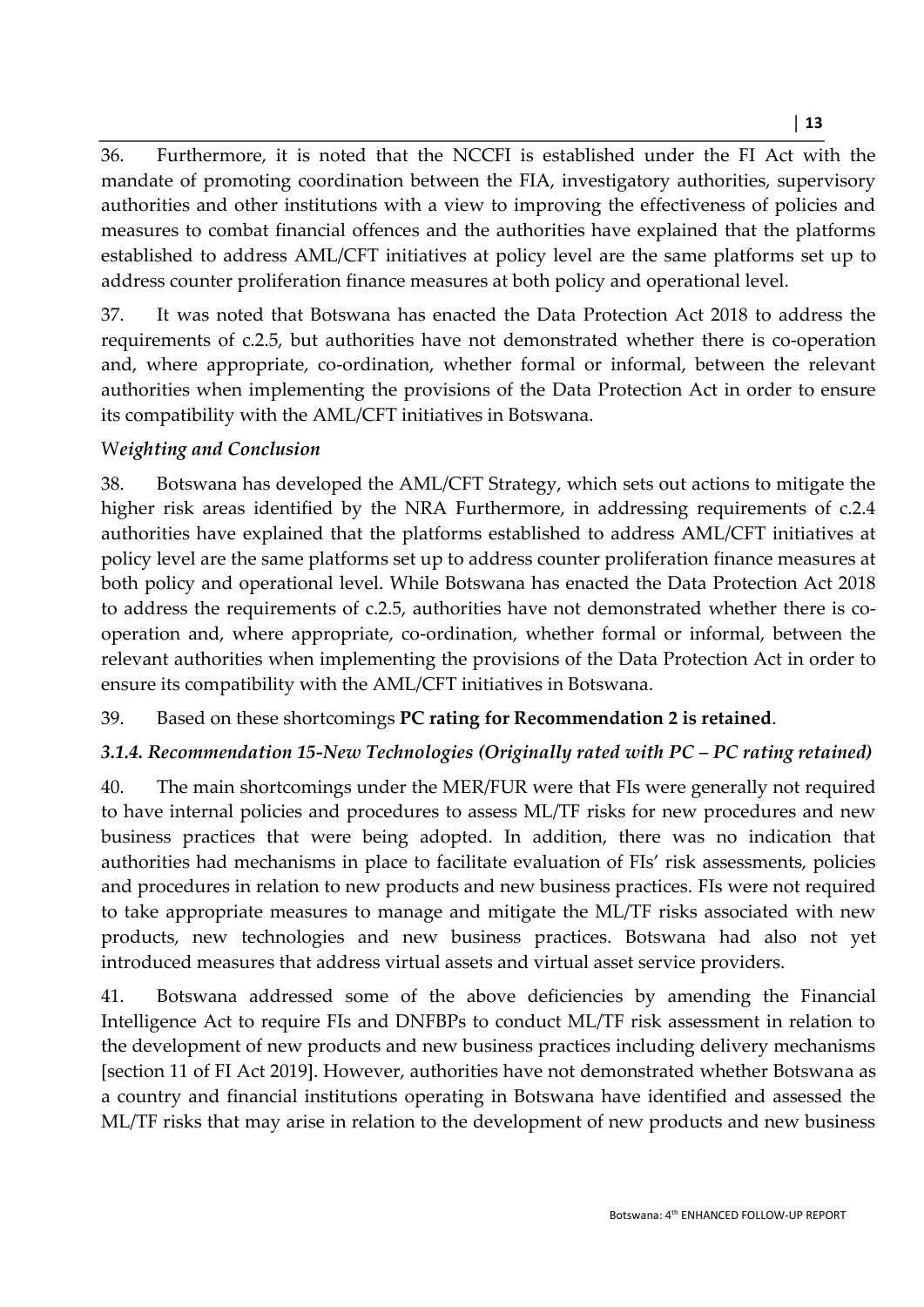36. Furthermore, it is noted that the NCCFI is established under the FI Act with the mandate of promoting coordination between the FIA, investigatory authorities, supervisory authorities and other institutions with a view to improving the effectiveness of policies and measures to combat financial offences and the authorities have explained that the platforms established to address AML/CFT initiatives at policy level are the same platforms set up to address counter proliferation finance measures at both policy and operational level.

37. It was noted that Botswana has enacted the Data Protection Act 2018 to address the requirements of c.2.5, but authorities have not demonstrated whether there is co-operation and, where appropriate, co-ordination, whether formal or informal, between the relevant authorities when implementing the provisions of the Data Protection Act in order to ensure its compatibility with the AML/CFT initiatives in Botswana.

#### *Weighting and Conclusion*

38. Botswana has developed the AML/CFT Strategy, which sets out actions to mitigate the higher risk areas identified by the NRA Furthermore, in addressing requirements of c.2.4 authorities have explained that the platforms established to address AML/CFT initiatives at policy level are the same platforms set up to address counter proliferation finance measures at both policy and operational level. While Botswana has enacted the Data Protection Act 2018 to address the requirements of c.2.5, authorities have not demonstrated whether there is co-operation and, where appropriate, co-ordination, whether formal or informal, between the relevant authorities when implementing the provisions of the Data Protection Act in order to ensure its compatibility with the AML/CFT initiatives in Botswana.

39. Based on these shortcomings **PC rating for Recommendation 2 is retained**.

### *3.1.4. Recommendation 15-New Technologies (Originally rated with PC – PC rating retained)*

40. The main shortcomings under the MER/FUR were that FIs were generally not required to have internal policies and procedures to assess ML/TF risks for new procedures and new business practices that were being adopted. In addition, there was no indication that authorities had mechanisms in place to facilitate evaluation of FIs' risk assessments, policies and procedures in relation to new products and new business practices. FIs were not required to take appropriate measures to manage and mitigate the ML/TF risks associated with new products, new technologies and new business practices. Botswana had also not yet introduced measures that address virtual assets and virtual asset service providers.

41. Botswana addressed some of the above deficiencies by amending the Financial Intelligence Act to require FIs and DNFBPs to conduct ML/TF risk assessment in relation to the development of new products and new business practices including delivery mechanisms [section 11 of FI Act 2019]. However, authorities have not demonstrated whether Botswana as a country and financial institutions operating in Botswana have identified and assessed the ML/TF risks that may arise in relation to the development of new products and new business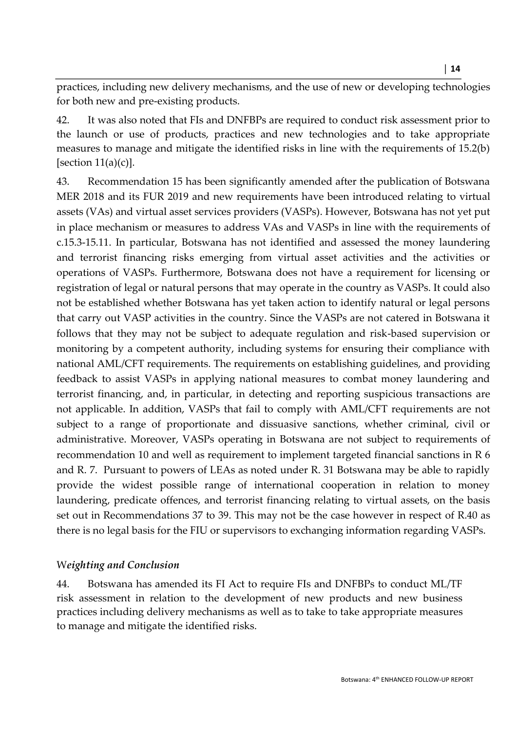practices, including new delivery mechanisms, and the use of new or developing technologies for both new and pre-existing products.

42. It was also noted that FIs and DNFBPs are required to conduct risk assessment prior to the launch or use of products, practices and new technologies and to take appropriate measures to manage and mitigate the identified risks in line with the requirements of 15.2(b) [section 11(a)(c)].

43. Recommendation 15 has been significantly amended after the publication of Botswana MER 2018 and its FUR 2019 and new requirements have been introduced relating to virtual assets (VAs) and virtual asset services providers (VASPs). However, Botswana has not yet put in place mechanism or measures to address VAs and VASPs in line with the requirements of c.15.3-15.11. In particular, Botswana has not identified and assessed the money laundering and terrorist financing risks emerging from virtual asset activities and the activities or operations of VASPs. Furthermore, Botswana does not have a requirement for licensing or registration of legal or natural persons that may operate in the country as VASPs. It could also not be established whether Botswana has yet taken action to identify natural or legal persons that carry out VASP activities in the country. Since the VASPs are not catered in Botswana it follows that they may not be subject to adequate regulation and risk-based supervision or monitoring by a competent authority, including systems for ensuring their compliance with national AML/CFT requirements. The requirements on establishing guidelines, and providing feedback to assist VASPs in applying national measures to combat money laundering and terrorist financing, and, in particular, in detecting and reporting suspicious transactions are not applicable. In addition, VASPs that fail to comply with AML/CFT requirements are not subject to a range of proportionate and dissuasive sanctions, whether criminal, civil or administrative. Moreover, VASPs operating in Botswana are not subject to requirements of recommendation 10 and well as requirement to implement targeted financial sanctions in R 6 and R. 7. Pursuant to powers of LEAs as noted under R. 31 Botswana may be able to rapidly provide the widest possible range of international cooperation in relation to money laundering, predicate offences, and terrorist financing relating to virtual assets, on the basis set out in Recommendations 37 to 39. This may not be the case however in respect of R.40 as there is no legal basis for the FIU or supervisors to exchanging information regarding VASPs.

### *Weighting and Conclusion*

44. Botswana has amended its FI Act to require FIs and DNFBPs to conduct ML/TF risk assessment in relation to the development of new products and new business practices including delivery mechanisms as well as to take to take appropriate measures to manage and mitigate the identified risks.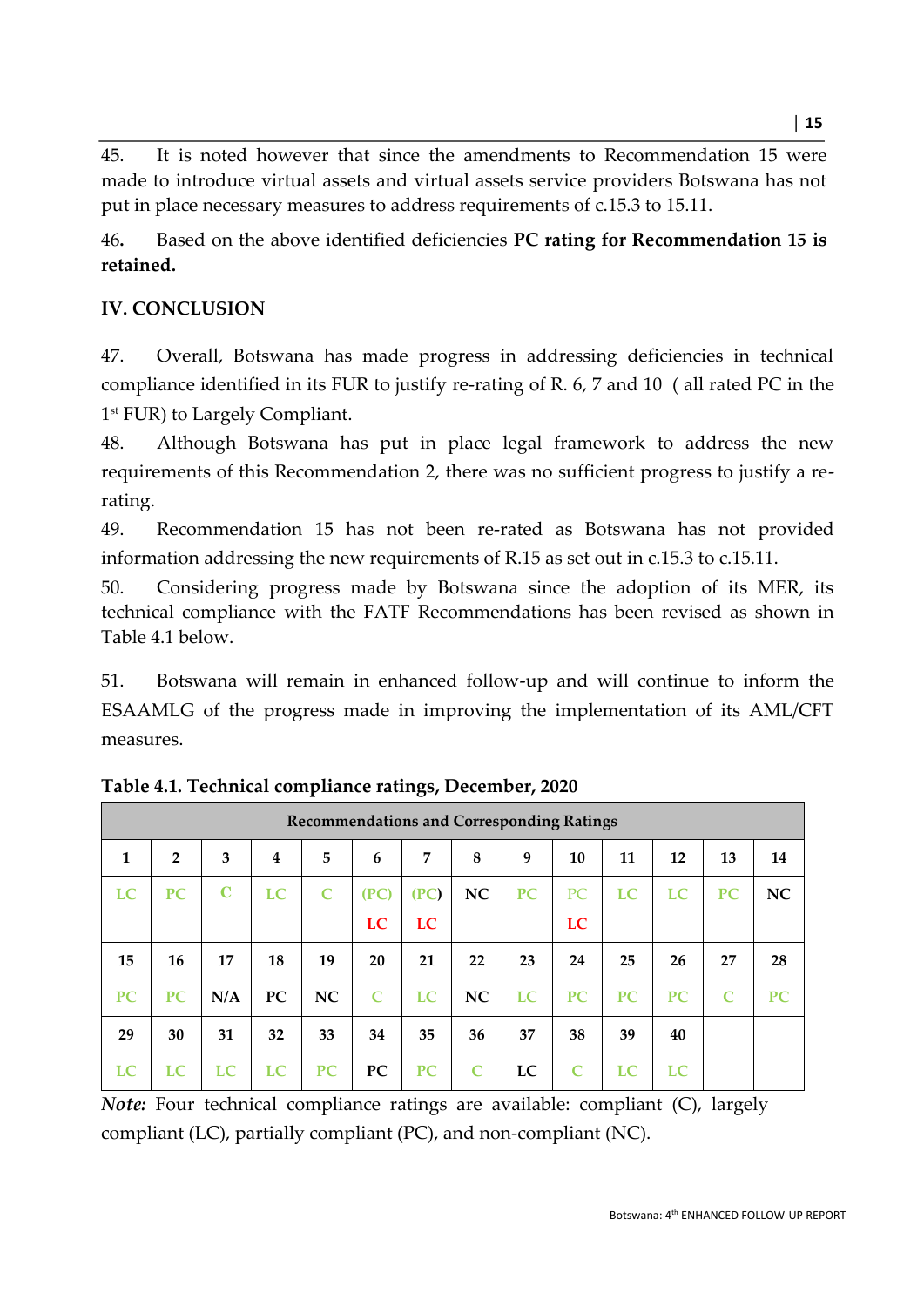45. It is noted however that since the amendments to Recommendation 15 were made to introduce virtual assets and virtual assets service providers Botswana has not put in place necessary measures to address requirements of c.15.3 to 15.11.

46**.** Based on the above identified deficiencies **PC rating for Recommendation 15 is retained.**

## IV. CONCLUSION

47. Overall, Botswana has made progress in addressing deficiencies in technical compliance identified in its FUR to justify re-rating of R. 6, 7 and 10 ( all rated PC in the 1st FUR) to Largely Compliant.

48. Although Botswana has put in place legal framework to address the new requirements of this Recommendation 2, there was no sufficient progress to justify a re-rating.

49. Recommendation 15 has not been re-rated as Botswana has not provided information addressing the new requirements of R.15 as set out in c.15.3 to c.15.11.

50. Considering progress made by Botswana since the adoption of its MER, its technical compliance with the FATF Recommendations has been revised as shown in Table 4.1 below.

51. Botswana will remain in enhanced follow-up and will continue to inform the ESAAMLG of the progress made in improving the implementation of its AML/CFT measures.

**Table 4.1. Technical compliance ratings, December, 2020**

| Recommendations and Corresponding Ratings | | | | | | | | | | | | | |
|---|---|---|---|---|---|---|---|---|---|---|---|---|---|
| **1** | **2** | **3** | **4** | **5** | **6** | **7** | **8** | **9** | **10** | **11** | **12** | **13** | **14** |
| LC | PC | C | LC | C | (PC) LC | (PC) LC | NC | PC | PC LC | LC | LC | PC | NC |
| **15** | **16** | **17** | **18** | **19** | **20** | **21** | **22** | **23** | **24** | **25** | **26** | **27** | **28** |
| PC | PC | N/A | PC | NC | C | LC | NC | LC | PC | PC | PC | C | PC |
| **29** | **30** | **31** | **32** | **33** | **34** | **35** | **36** | **37** | **38** | **39** | **40** | | |
| LC | LC | LC | LC | PC | PC | PC | C | LC | C | LC | LC | | |

*Note:* Four technical compliance ratings are available: compliant (C), largely compliant (LC), partially compliant (PC), and non-compliant (NC).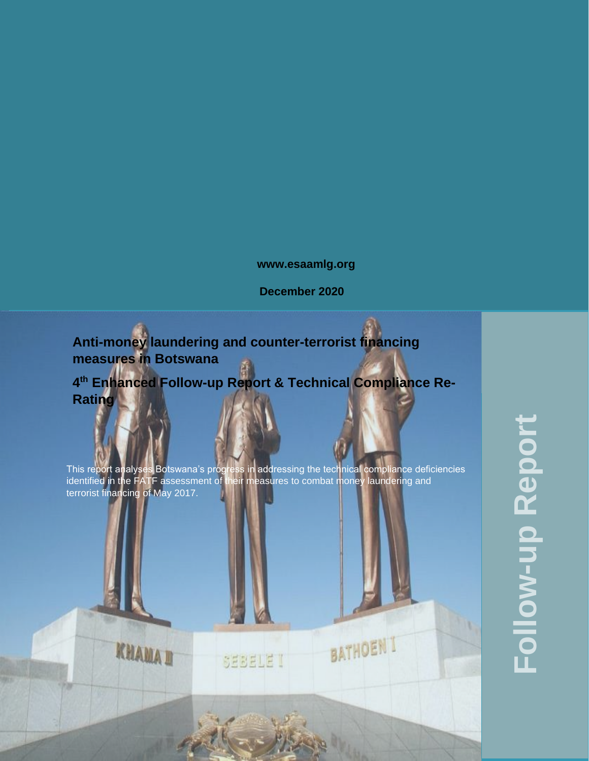www.esaamlg.org

December 2020

# Anti-money laundering and counter-terrorist financing measures in Botswana

## 4th Enhanced Follow-up Report & Technical Compliance Re-Rating

This report analyses Botswana's progress in addressing the technical compliance deficiencies identified in the FATF assessment of their measures to combat money laundering and terrorist financing of May 2017.

Follow-up Report